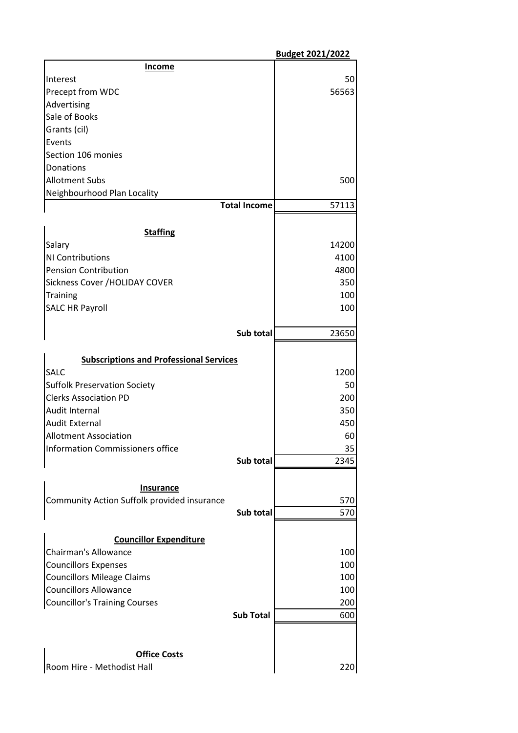| | Budget 2021/2022 |
|---|---|
| **Income** | |
| Interest | 50 |
| Precept from WDC | 56563 |
| Advertising | |
| Sale of Books | |
| Grants (cil) | |
| Events | |
| Section 106 monies | |
| Donations | |
| Allotment Subs | 500 |
| Neighbourhood Plan Locality | |
| **Total Income** | 57113 |
| | |
| **Staffing** | |
| Salary | 14200 |
| NI Contributions | 4100 |
| Pension Contribution | 4800 |
| Sickness Cover /HOLIDAY COVER | 350 |
| Training | 100 |
| SALC HR Payroll | 100 |
| **Sub total** | 23650 |
| | |
| **Subscriptions and Professional Services** | |
| SALC | 1200 |
| Suffolk Preservation Society | 50 |
| Clerks Association PD | 200 |
| Audit Internal | 350 |
| Audit External | 450 |
| Allotment Association | 60 |
| Information Commissioners office | 35 |
| **Sub total** | 2345 |
| | |
| **Insurance** | |
| Community Action Suffolk provided insurance | 570 |
| **Sub total** | 570 |
| | |
| **Councillor Expenditure** | |
| Chairman's Allowance | 100 |
| Councillors Expenses | 100 |
| Councillors Mileage Claims | 100 |
| Councillors Allowance | 100 |
| Councillor's Training Courses | 200 |
| **Sub Total** | 600 |
| | |
| **Office Costs** | |
| Room Hire - Methodist Hall | 220 |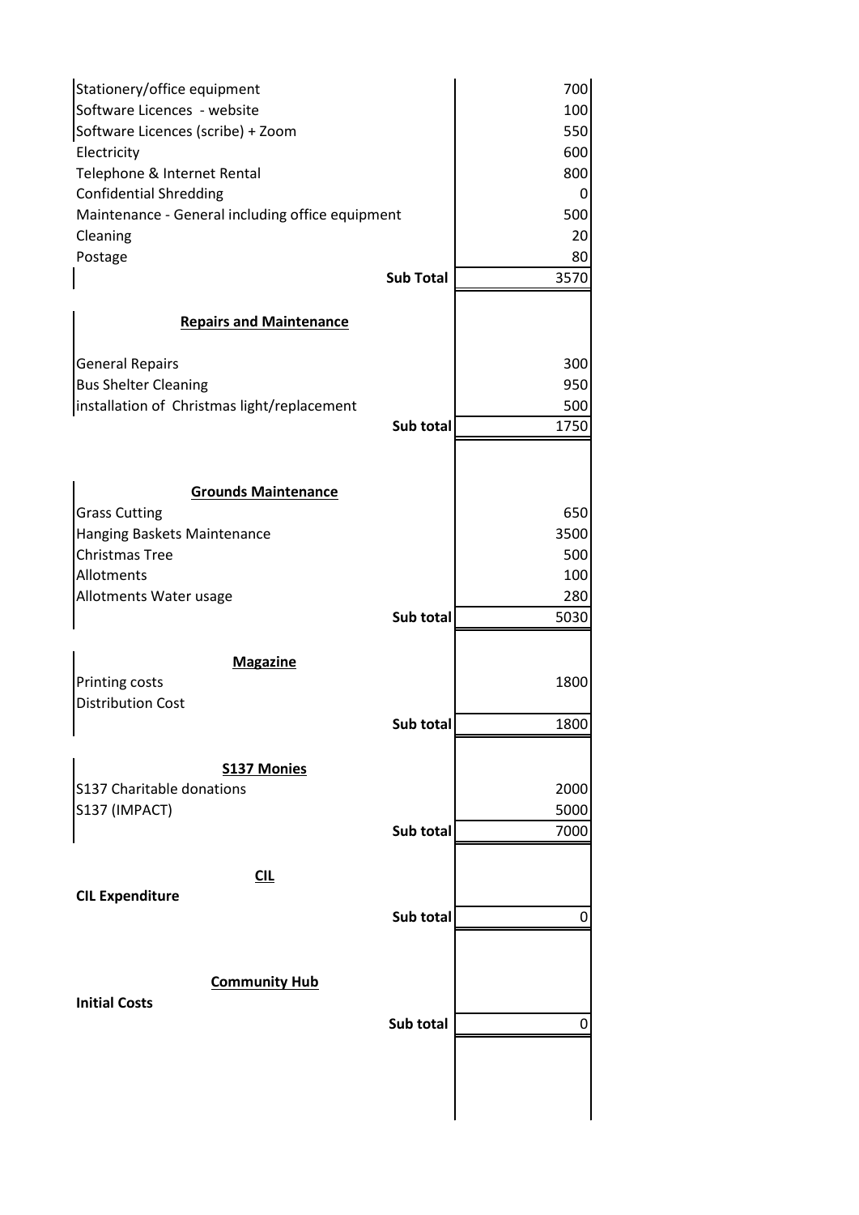| | | |
|---|---|---|
| Stationery/office equipment | | 700 |
| Software Licences - website | | 100 |
| Software Licences (scribe) + Zoom | | 550 |
| Electricity | | 600 |
| Telephone & Internet Rental | | 800 |
| Confidential Shredding | | 0 |
| Maintenance - General including office equipment | | 500 |
| Cleaning | | 20 |
| Postage | | 80 |
| | **Sub Total** | 3570 |
| | | |
| **Repairs and Maintenance** | | |
| | | |
| General Repairs | | 300 |
| Bus Shelter Cleaning | | 950 |
| installation of Christmas light/replacement | | 500 |
| | **Sub total** | 1750 |
| | | |
| **Grounds Maintenance** | | |
| Grass Cutting | | 650 |
| Hanging Baskets Maintenance | | 3500 |
| Christmas Tree | | 500 |
| Allotments | | 100 |
| Allotments Water usage | | 280 |
| | **Sub total** | 5030 |
| | | |
| **Magazine** | | |
| Printing costs | | 1800 |
| Distribution Cost | | |
| | **Sub total** | 1800 |
| | | |
| **S137 Monies** | | |
| S137 Charitable donations | | 2000 |
| S137 (IMPACT) | | 5000 |
| | **Sub total** | 7000 |
| | | |
| **CIL** | | |
| **CIL Expenditure** | | |
| | **Sub total** | 0 |
| | | |
| **Community Hub** | | |
| **Initial Costs** | | |
| | **Sub total** | 0 |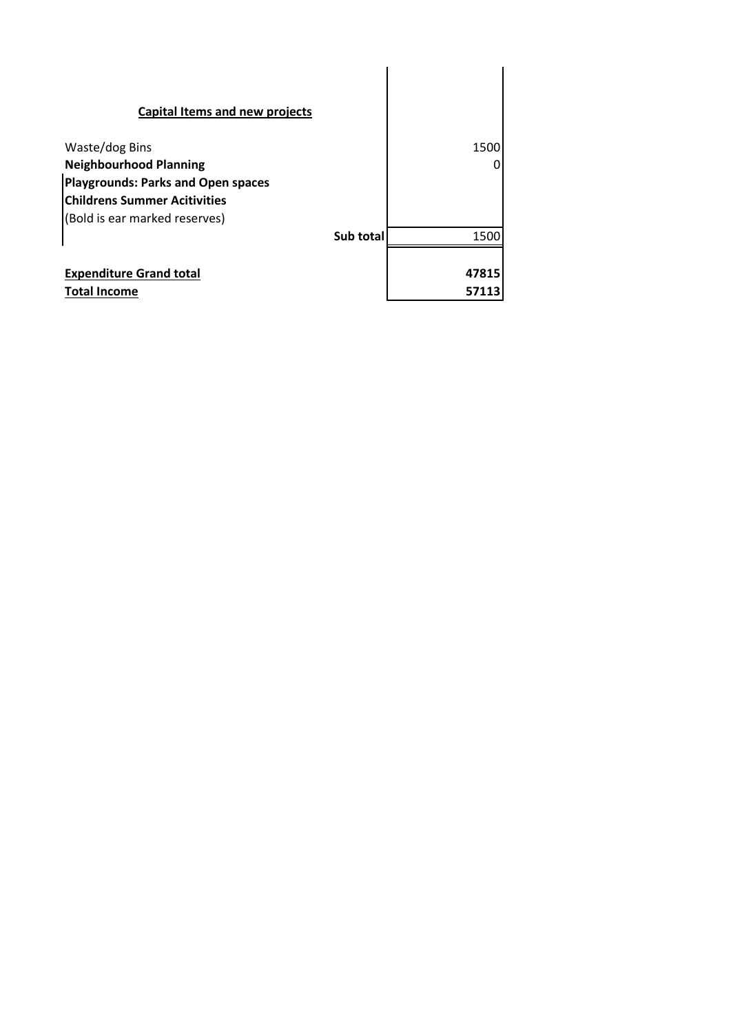| | | |
|---|---|---|
| **Capital Items and new projects** | | |
| Waste/dog Bins | | 1500 |
| **Neighbourhood Planning** | | 0 |
| **Playgrounds: Parks and Open spaces** | | |
| **Childrens Summer Acitivities** | | |
| (Bold is ear marked reserves) | | |
| | **Sub total** | 1500 |
| | | |
| **Expenditure Grand total** | | **47815** |
| **Total Income** | | **57113** |